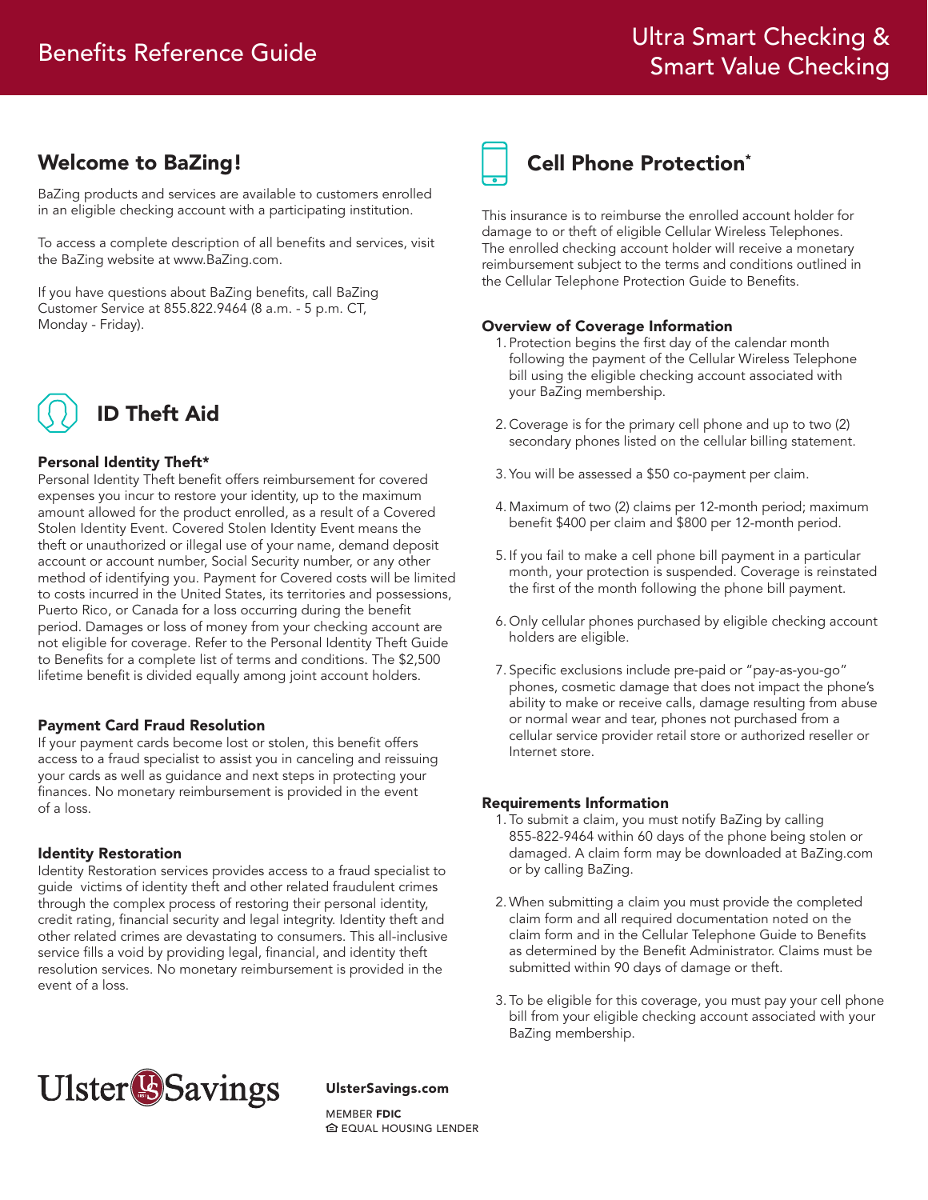# Benefits Reference Guide

# Ultra Smart Checking & Smart Value Checking

## Welcome to BaZing!

BaZing products and services are available to customers enrolled in an eligible checking account with a participating institution.

To access a complete description of all benefits and services, visit the BaZing website at www.BaZing.com.

If you have questions about BaZing benefits, call BaZing Customer Service at 855.822.9464 (8 a.m. - 5 p.m. CT, Monday - Friday).

## ID Theft Aid

### Personal Identity Theft*

Personal Identity Theft benefit offers reimbursement for covered expenses you incur to restore your identity, up to the maximum amount allowed for the product enrolled, as a result of a Covered Stolen Identity Event. Covered Stolen Identity Event means the theft or unauthorized or illegal use of your name, demand deposit account or account number, Social Security number, or any other method of identifying you. Payment for Covered costs will be limited to costs incurred in the United States, its territories and possessions, Puerto Rico, or Canada for a loss occurring during the benefit period. Damages or loss of money from your checking account are not eligible for coverage. Refer to the Personal Identity Theft Guide to Benefits for a complete list of terms and conditions. The $2,500 lifetime benefit is divided equally among joint account holders.

### Payment Card Fraud Resolution

If your payment cards become lost or stolen, this benefit offers access to a fraud specialist to assist you in canceling and reissuing your cards as well as guidance and next steps in protecting your finances. No monetary reimbursement is provided in the event of a loss.

### Identity Restoration

Identity Restoration services provides access to a fraud specialist to guide victims of identity theft and other related fraudulent crimes through the complex process of restoring their personal identity, credit rating, financial security and legal integrity. Identity theft and other related crimes are devastating to consumers. This all-inclusive service fills a void by providing legal, financial, and identity theft resolution services. No monetary reimbursement is provided in the event of a loss.

## Cell Phone Protection*

This insurance is to reimburse the enrolled account holder for damage to or theft of eligible Cellular Wireless Telephones. The enrolled checking account holder will receive a monetary reimbursement subject to the terms and conditions outlined in the Cellular Telephone Protection Guide to Benefits.

### Overview of Coverage Information

1. Protection begins the first day of the calendar month following the payment of the Cellular Wireless Telephone bill using the eligible checking account associated with your BaZing membership.
2. Coverage is for the primary cell phone and up to two (2) secondary phones listed on the cellular billing statement.
3. You will be assessed a $50 co-payment per claim.
4. Maximum of two (2) claims per 12-month period; maximum benefit $400 per claim and $800 per 12-month period.
5. If you fail to make a cell phone bill payment in a particular month, your protection is suspended. Coverage is reinstated the first of the month following the phone bill payment.
6. Only cellular phones purchased by eligible checking account holders are eligible.
7. Specific exclusions include pre-paid or "pay-as-you-go" phones, cosmetic damage that does not impact the phone's ability to make or receive calls, damage resulting from abuse or normal wear and tear, phones not purchased from a cellular service provider retail store or authorized reseller or Internet store.

### Requirements Information

1. To submit a claim, you must notify BaZing by calling 855-822-9464 within 60 days of the phone being stolen or damaged. A claim form may be downloaded at BaZing.com or by calling BaZing.
2. When submitting a claim you must provide the completed claim form and all required documentation noted on the claim form and in the Cellular Telephone Guide to Benefits as determined by the Benefit Administrator. Claims must be submitted within 90 days of damage or theft.
3. To be eligible for this coverage, you must pay your cell phone bill from your eligible checking account associated with your BaZing membership.

Ulster Savings

**UlsterSavings.com**

MEMBER **FDIC**
EQUAL HOUSING LENDER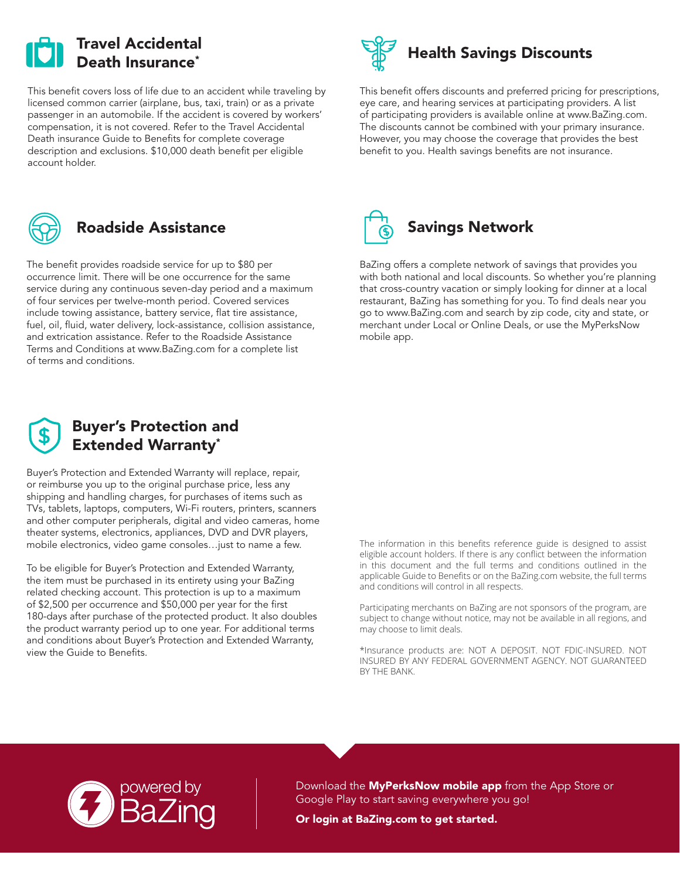## Travel Accidental Death Insurance*

This benefit covers loss of life due to an accident while traveling by licensed common carrier (airplane, bus, taxi, train) or as a private passenger in an automobile. If the accident is covered by workers' compensation, it is not covered. Refer to the Travel Accidental Death insurance Guide to Benefits for complete coverage description and exclusions. $10,000 death benefit per eligible account holder.

## Roadside Assistance

The benefit provides roadside service for up to $80 per occurrence limit. There will be one occurrence for the same service during any continuous seven-day period and a maximum of four services per twelve-month period. Covered services include towing assistance, battery service, flat tire assistance, fuel, oil, fluid, water delivery, lock-assistance, collision assistance, and extrication assistance. Refer to the Roadside Assistance Terms and Conditions at www.BaZing.com for a complete list of terms and conditions.

## Buyer's Protection and Extended Warranty*

Buyer's Protection and Extended Warranty will replace, repair, or reimburse you up to the original purchase price, less any shipping and handling charges, for purchases of items such as TVs, tablets, laptops, computers, Wi-Fi routers, printers, scanners and other computer peripherals, digital and video cameras, home theater systems, electronics, appliances, DVD and DVR players, mobile electronics, video game consoles…just to name a few.

To be eligible for Buyer's Protection and Extended Warranty, the item must be purchased in its entirety using your BaZing related checking account. This protection is up to a maximum of $2,500 per occurrence and $50,000 per year for the first 180-days after purchase of the protected product. It also doubles the product warranty period up to one year. For additional terms and conditions about Buyer's Protection and Extended Warranty, view the Guide to Benefits.

## Health Savings Discounts

This benefit offers discounts and preferred pricing for prescriptions, eye care, and hearing services at participating providers. A list of participating providers is available online at www.BaZing.com. The discounts cannot be combined with your primary insurance. However, you may choose the coverage that provides the best benefit to you. Health savings benefits are not insurance.

## Savings Network

BaZing offers a complete network of savings that provides you with both national and local discounts. So whether you're planning that cross-country vacation or simply looking for dinner at a local restaurant, BaZing has something for you. To find deals near you go to www.BaZing.com and search by zip code, city and state, or merchant under Local or Online Deals, or use the MyPerksNow mobile app.

The information in this benefits reference guide is designed to assist eligible account holders. If there is any conflict between the information in this document and the full terms and conditions outlined in the applicable Guide to Benefits or on the BaZing.com website, the full terms and conditions will control in all respects.

Participating merchants on BaZing are not sponsors of the program, are subject to change without notice, may not be available in all regions, and may choose to limit deals.

*Insurance products are: NOT A DEPOSIT. NOT FDIC-INSURED. NOT INSURED BY ANY FEDERAL GOVERNMENT AGENCY. NOT GUARANTEED BY THE BANK.

powered by BaZing

Download the **MyPerksNow mobile app** from the App Store or Google Play to start saving everywhere you go!

**Or login at BaZing.com to get started.**